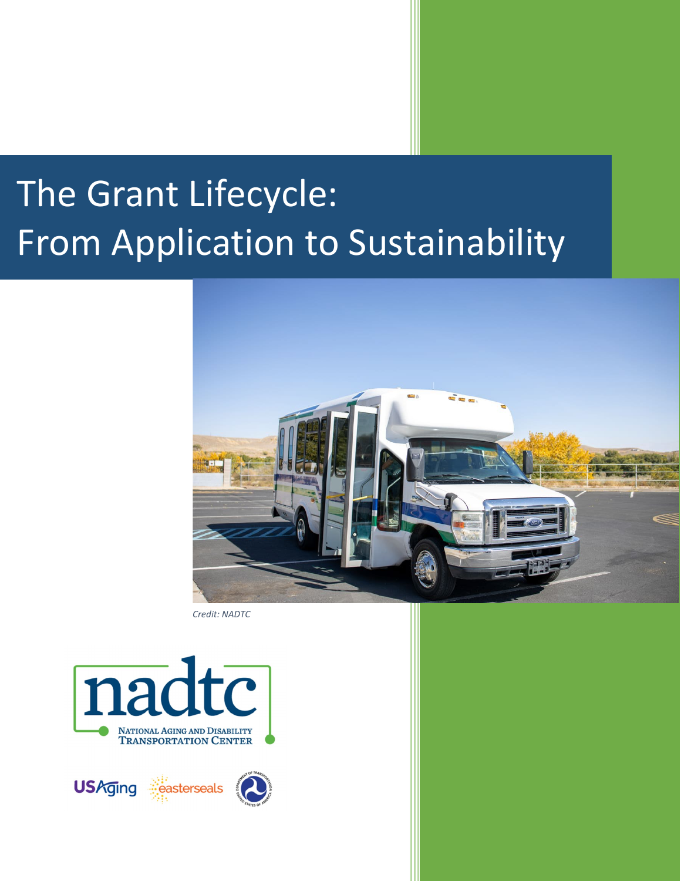# The Grant Lifecycle: From Application to Sustainability

*Credit: NADTC*

nadtc

National Aging and Disability Transportation Center

USAging easterseals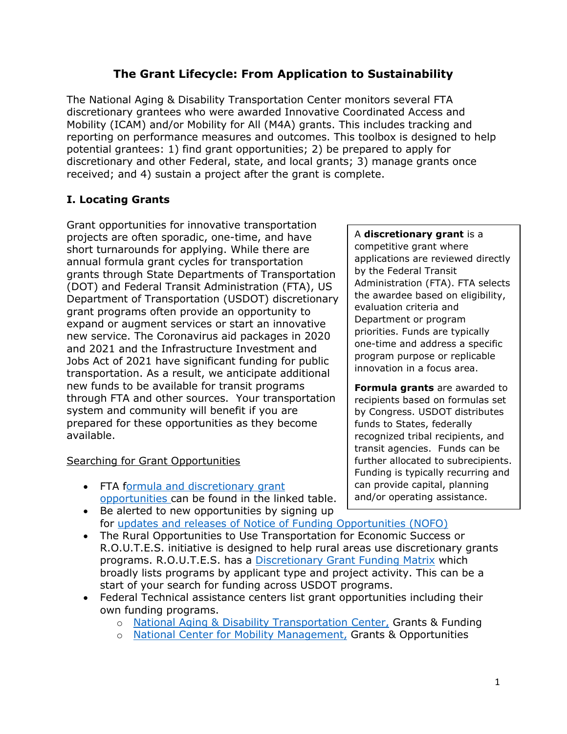# The Grant Lifecycle: From Application to Sustainability

The National Aging & Disability Transportation Center monitors several FTA discretionary grantees who were awarded Innovative Coordinated Access and Mobility (ICAM) and/or Mobility for All (M4A) grants. This includes tracking and reporting on performance measures and outcomes. This toolbox is designed to help potential grantees: 1) find grant opportunities; 2) be prepared to apply for discretionary and other Federal, state, and local grants; 3) manage grants once received; and 4) sustain a project after the grant is complete.

## I. Locating Grants

Grant opportunities for innovative transportation projects are often sporadic, one-time, and have short turnarounds for applying. While there are annual formula grant cycles for transportation grants through State Departments of Transportation (DOT) and Federal Transit Administration (FTA), US Department of Transportation (USDOT) discretionary grant programs often provide an opportunity to expand or augment services or start an innovative new service. The Coronavirus aid packages in 2020 and 2021 and the Infrastructure Investment and Jobs Act of 2021 have significant funding for public transportation. As a result, we anticipate additional new funds to be available for transit programs through FTA and other sources. Your transportation system and community will benefit if you are prepared for these opportunities as they become available.

> A **discretionary grant** is a competitive grant where applications are reviewed directly by the Federal Transit Administration (FTA). FTA selects the awardee based on eligibility, evaluation criteria and Department or program priorities. Funds are typically one-time and address a specific program purpose or replicable innovation in a focus area.
>
> **Formula grants** are awarded to recipients based on formulas set by Congress. USDOT distributes funds to States, federally recognized tribal recipients, and transit agencies. Funds can be further allocated to subrecipients. Funding is typically recurring and can provide capital, planning and/or operating assistance.

Searching for Grant Opportunities

- FTA formula and discretionary grant opportunities can be found in the linked table.
- Be alerted to new opportunities by signing up for updates and releases of Notice of Funding Opportunities (NOFO)
- The Rural Opportunities to Use Transportation for Economic Success or R.O.U.T.E.S. initiative is designed to help rural areas use discretionary grants programs. R.O.U.T.E.S. has a Discretionary Grant Funding Matrix which broadly lists programs by applicant type and project activity. This can be a start of your search for funding across USDOT programs.
- Federal Technical assistance centers list grant opportunities including their own funding programs.
  - National Aging & Disability Transportation Center, Grants & Funding
  - National Center for Mobility Management, Grants & Opportunities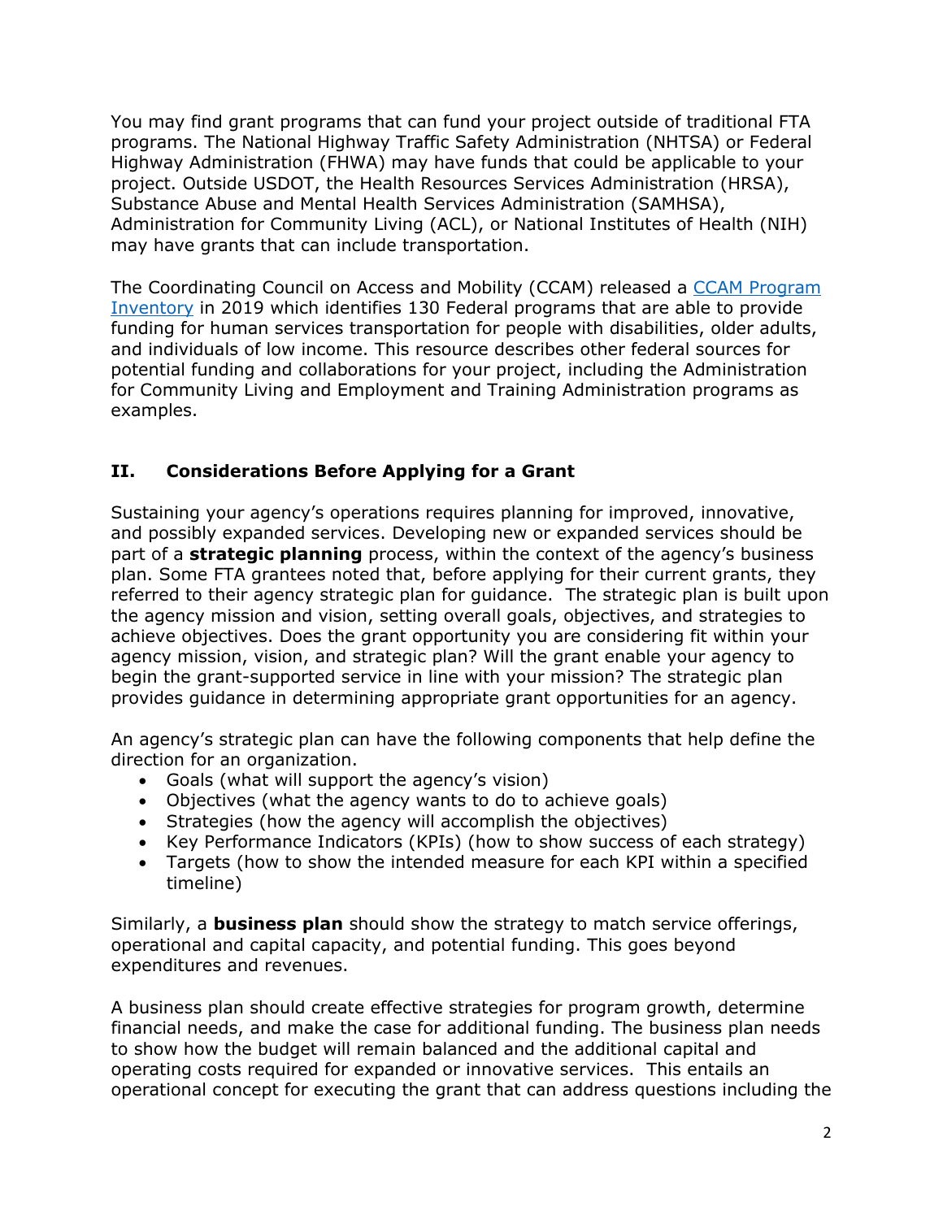You may find grant programs that can fund your project outside of traditional FTA programs. The National Highway Traffic Safety Administration (NHTSA) or Federal Highway Administration (FHWA) may have funds that could be applicable to your project. Outside USDOT, the Health Resources Services Administration (HRSA), Substance Abuse and Mental Health Services Administration (SAMHSA), Administration for Community Living (ACL), or National Institutes of Health (NIH) may have grants that can include transportation.

The Coordinating Council on Access and Mobility (CCAM) released a [CCAM Program Inventory](#) in 2019 which identifies 130 Federal programs that are able to provide funding for human services transportation for people with disabilities, older adults, and individuals of low income. This resource describes other federal sources for potential funding and collaborations for your project, including the Administration for Community Living and Employment and Training Administration programs as examples.

## II. Considerations Before Applying for a Grant

Sustaining your agency's operations requires planning for improved, innovative, and possibly expanded services. Developing new or expanded services should be part of a **strategic planning** process, within the context of the agency's business plan. Some FTA grantees noted that, before applying for their current grants, they referred to their agency strategic plan for guidance. The strategic plan is built upon the agency mission and vision, setting overall goals, objectives, and strategies to achieve objectives. Does the grant opportunity you are considering fit within your agency mission, vision, and strategic plan? Will the grant enable your agency to begin the grant-supported service in line with your mission? The strategic plan provides guidance in determining appropriate grant opportunities for an agency.

An agency's strategic plan can have the following components that help define the direction for an organization.

- Goals (what will support the agency's vision)
- Objectives (what the agency wants to do to achieve goals)
- Strategies (how the agency will accomplish the objectives)
- Key Performance Indicators (KPIs) (how to show success of each strategy)
- Targets (how to show the intended measure for each KPI within a specified timeline)

Similarly, a **business plan** should show the strategy to match service offerings, operational and capital capacity, and potential funding. This goes beyond expenditures and revenues.

A business plan should create effective strategies for program growth, determine financial needs, and make the case for additional funding. The business plan needs to show how the budget will remain balanced and the additional capital and operating costs required for expanded or innovative services. This entails an operational concept for executing the grant that can address questions including the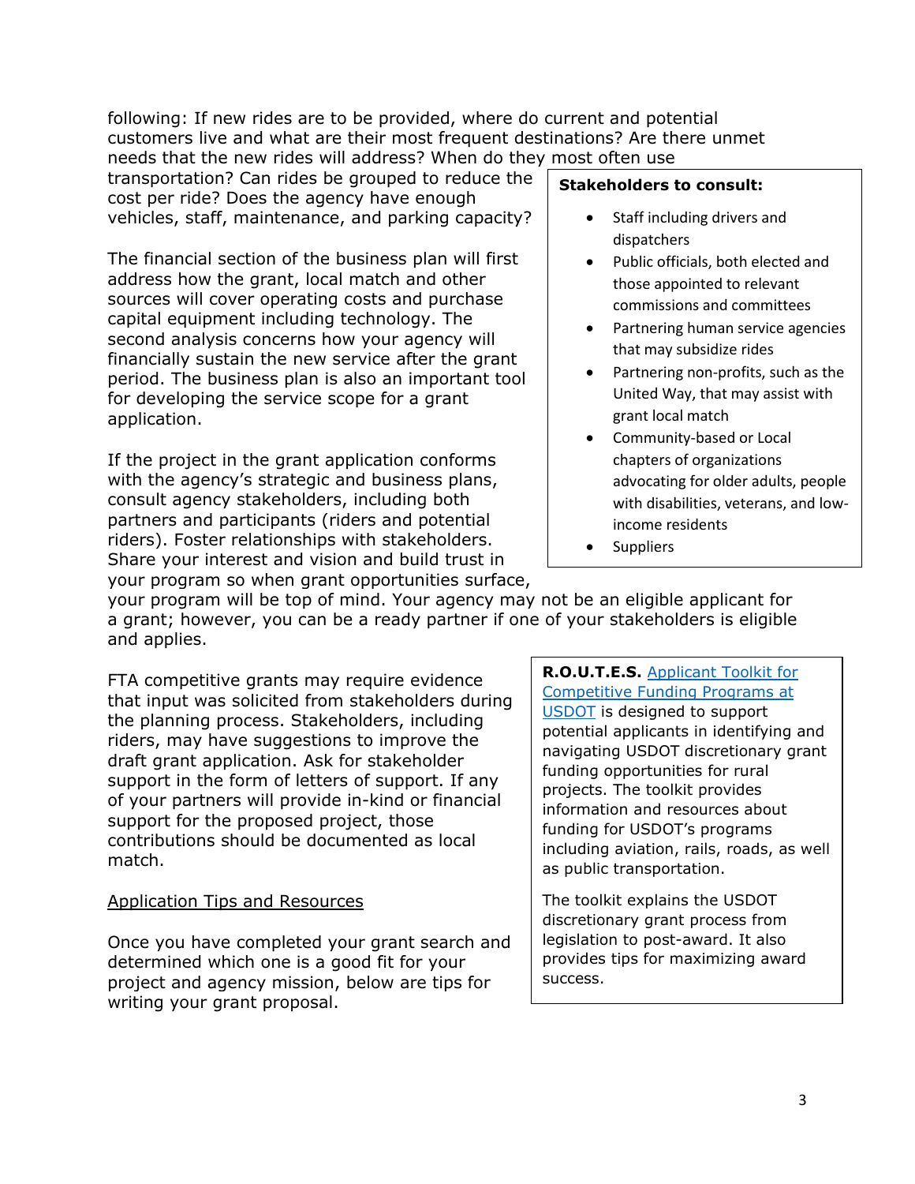following: If new rides are to be provided, where do current and potential customers live and what are their most frequent destinations? Are there unmet needs that the new rides will address? When do they most often use transportation? Can rides be grouped to reduce the cost per ride? Does the agency have enough vehicles, staff, maintenance, and parking capacity?

The financial section of the business plan will first address how the grant, local match and other sources will cover operating costs and purchase capital equipment including technology. The second analysis concerns how your agency will financially sustain the new service after the grant period. The business plan is also an important tool for developing the service scope for a grant application.

If the project in the grant application conforms with the agency's strategic and business plans, consult agency stakeholders, including both partners and participants (riders and potential riders). Foster relationships with stakeholders. Share your interest and vision and build trust in your program so when grant opportunities surface, your program will be top of mind. Your agency may not be an eligible applicant for a grant; however, you can be a ready partner if one of your stakeholders is eligible and applies.

**Stakeholders to consult:**

- Staff including drivers and dispatchers
- Public officials, both elected and those appointed to relevant commissions and committees
- Partnering human service agencies that may subsidize rides
- Partnering non-profits, such as the United Way, that may assist with grant local match
- Community-based or Local chapters of organizations advocating for older adults, people with disabilities, veterans, and low-income residents
- Suppliers

FTA competitive grants may require evidence that input was solicited from stakeholders during the planning process. Stakeholders, including riders, may have suggestions to improve the draft grant application. Ask for stakeholder support in the form of letters of support. If any of your partners will provide in-kind or financial support for the proposed project, those contributions should be documented as local match.

**R.O.U.T.E.S.** Applicant Toolkit for Competitive Funding Programs at USDOT is designed to support potential applicants in identifying and navigating USDOT discretionary grant funding opportunities for rural projects. The toolkit provides information and resources about funding for USDOT's programs including aviation, rails, roads, as well as public transportation.

The toolkit explains the USDOT discretionary grant process from legislation to post-award. It also provides tips for maximizing award success.

## Application Tips and Resources

Once you have completed your grant search and determined which one is a good fit for your project and agency mission, below are tips for writing your grant proposal.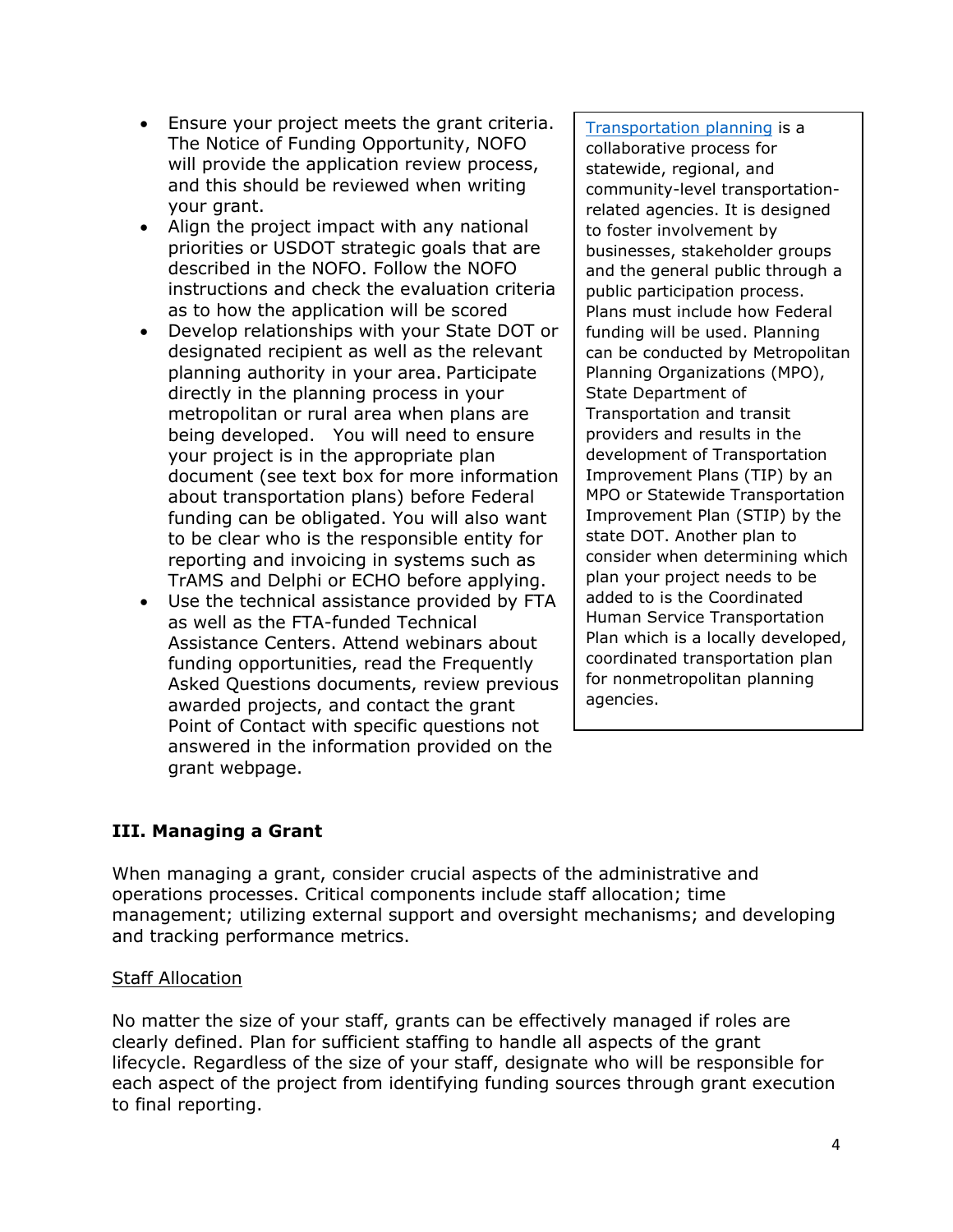- Ensure your project meets the grant criteria. The Notice of Funding Opportunity, NOFO will provide the application review process, and this should be reviewed when writing your grant.
- Align the project impact with any national priorities or USDOT strategic goals that are described in the NOFO. Follow the NOFO instructions and check the evaluation criteria as to how the application will be scored
- Develop relationships with your State DOT or designated recipient as well as the relevant planning authority in your area. Participate directly in the planning process in your metropolitan or rural area when plans are being developed. You will need to ensure your project is in the appropriate plan document (see text box for more information about transportation plans) before Federal funding can be obligated. You will also want to be clear who is the responsible entity for reporting and invoicing in systems such as TrAMS and Delphi or ECHO before applying.
- Use the technical assistance provided by FTA as well as the FTA-funded Technical Assistance Centers. Attend webinars about funding opportunities, read the Frequently Asked Questions documents, review previous awarded projects, and contact the grant Point of Contact with specific questions not answered in the information provided on the grant webpage.

> Transportation planning is a collaborative process for statewide, regional, and community-level transportation-related agencies. It is designed to foster involvement by businesses, stakeholder groups and the general public through a public participation process. Plans must include how Federal funding will be used. Planning can be conducted by Metropolitan Planning Organizations (MPO), State Department of Transportation and transit providers and results in the development of Transportation Improvement Plans (TIP) by an MPO or Statewide Transportation Improvement Plan (STIP) by the state DOT. Another plan to consider when determining which plan your project needs to be added to is the Coordinated Human Service Transportation Plan which is a locally developed, coordinated transportation plan for nonmetropolitan planning agencies.

## III. Managing a Grant

When managing a grant, consider crucial aspects of the administrative and operations processes. Critical components include staff allocation; time management; utilizing external support and oversight mechanisms; and developing and tracking performance metrics.

### Staff Allocation

No matter the size of your staff, grants can be effectively managed if roles are clearly defined. Plan for sufficient staffing to handle all aspects of the grant lifecycle. Regardless of the size of your staff, designate who will be responsible for each aspect of the project from identifying funding sources through grant execution to final reporting.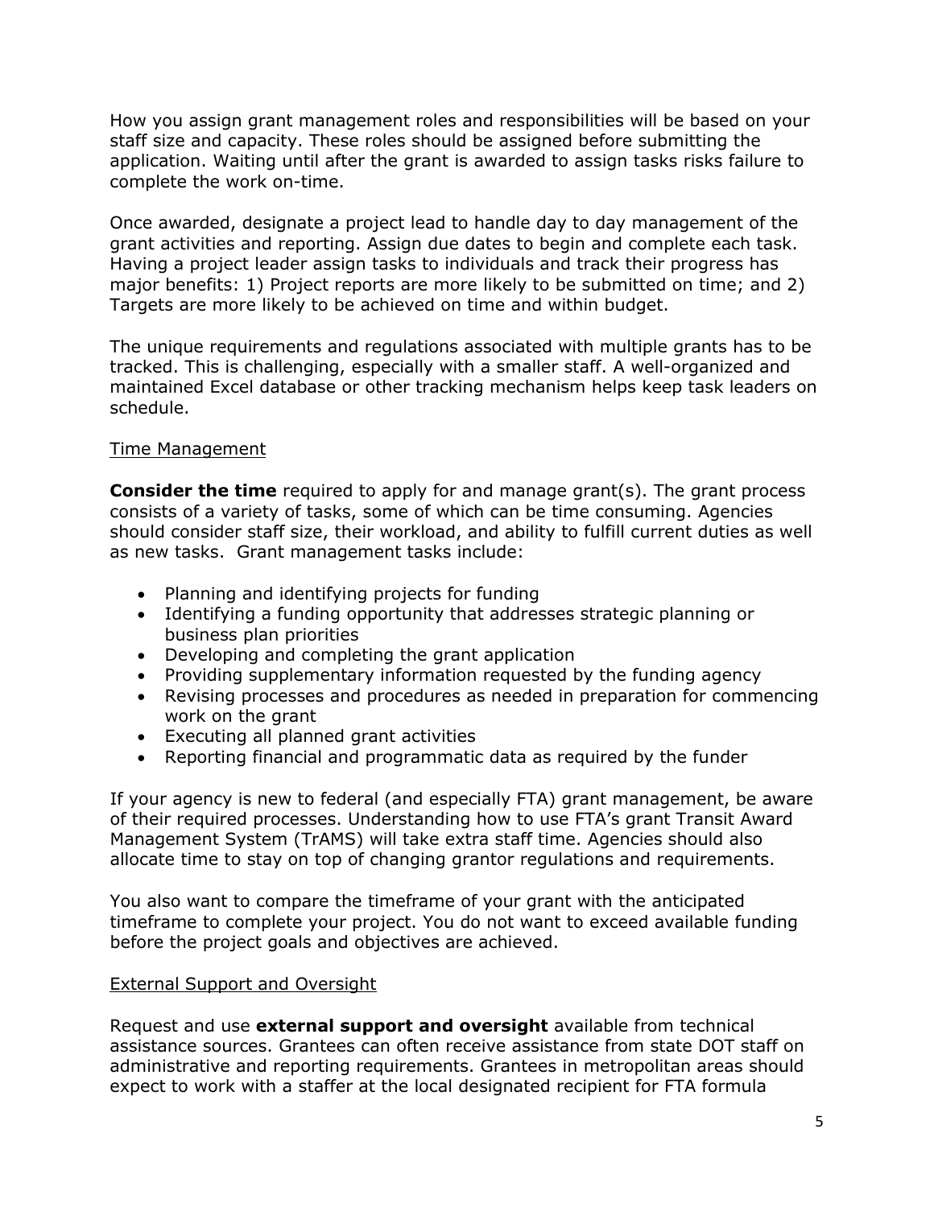How you assign grant management roles and responsibilities will be based on your staff size and capacity. These roles should be assigned before submitting the application. Waiting until after the grant is awarded to assign tasks risks failure to complete the work on-time.

Once awarded, designate a project lead to handle day to day management of the grant activities and reporting. Assign due dates to begin and complete each task. Having a project leader assign tasks to individuals and track their progress has major benefits: 1) Project reports are more likely to be submitted on time; and 2) Targets are more likely to be achieved on time and within budget.

The unique requirements and regulations associated with multiple grants has to be tracked. This is challenging, especially with a smaller staff. A well-organized and maintained Excel database or other tracking mechanism helps keep task leaders on schedule.

Time Management

**Consider the time** required to apply for and manage grant(s). The grant process consists of a variety of tasks, some of which can be time consuming. Agencies should consider staff size, their workload, and ability to fulfill current duties as well as new tasks. Grant management tasks include:

- Planning and identifying projects for funding
- Identifying a funding opportunity that addresses strategic planning or business plan priorities
- Developing and completing the grant application
- Providing supplementary information requested by the funding agency
- Revising processes and procedures as needed in preparation for commencing work on the grant
- Executing all planned grant activities
- Reporting financial and programmatic data as required by the funder

If your agency is new to federal (and especially FTA) grant management, be aware of their required processes. Understanding how to use FTA's grant Transit Award Management System (TrAMS) will take extra staff time. Agencies should also allocate time to stay on top of changing grantor regulations and requirements.

You also want to compare the timeframe of your grant with the anticipated timeframe to complete your project. You do not want to exceed available funding before the project goals and objectives are achieved.

External Support and Oversight

Request and use **external support and oversight** available from technical assistance sources. Grantees can often receive assistance from state DOT staff on administrative and reporting requirements. Grantees in metropolitan areas should expect to work with a staffer at the local designated recipient for FTA formula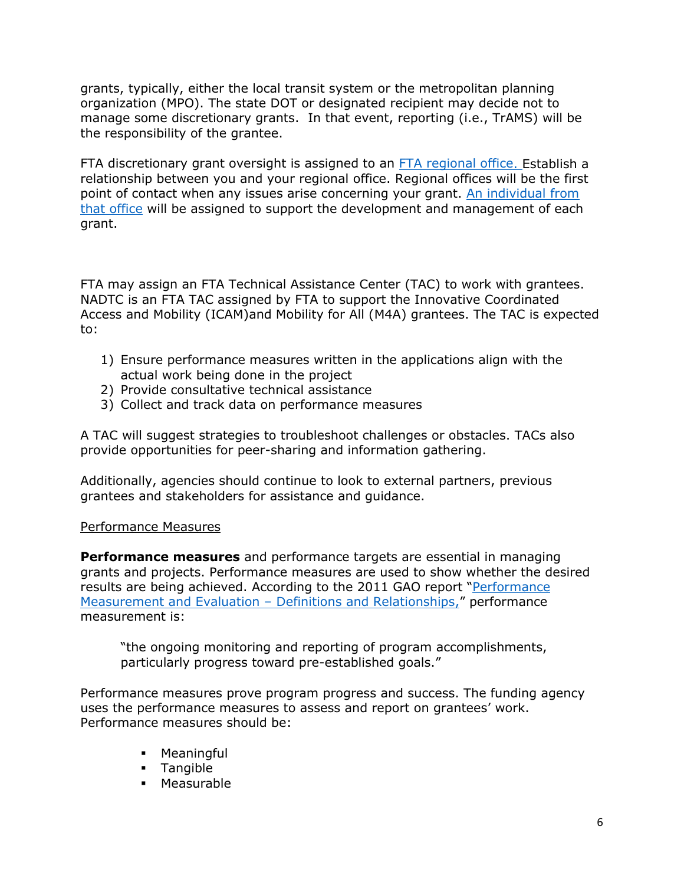grants, typically, either the local transit system or the metropolitan planning organization (MPO). The state DOT or designated recipient may decide not to manage some discretionary grants. In that event, reporting (i.e., TrAMS) will be the responsibility of the grantee.

FTA discretionary grant oversight is assigned to an FTA regional office. Establish a relationship between you and your regional office. Regional offices will be the first point of contact when any issues arise concerning your grant. An individual from that office will be assigned to support the development and management of each grant.

FTA may assign an FTA Technical Assistance Center (TAC) to work with grantees. NADTC is an FTA TAC assigned by FTA to support the Innovative Coordinated Access and Mobility (ICAM)and Mobility for All (M4A) grantees. The TAC is expected to:

1) Ensure performance measures written in the applications align with the actual work being done in the project
2) Provide consultative technical assistance
3) Collect and track data on performance measures

A TAC will suggest strategies to troubleshoot challenges or obstacles. TACs also provide opportunities for peer-sharing and information gathering.

Additionally, agencies should continue to look to external partners, previous grantees and stakeholders for assistance and guidance.

Performance Measures

**Performance measures** and performance targets are essential in managing grants and projects. Performance measures are used to show whether the desired results are being achieved. According to the 2011 GAO report "Performance Measurement and Evaluation – Definitions and Relationships," performance measurement is:

> "the ongoing monitoring and reporting of program accomplishments, particularly progress toward pre-established goals."

Performance measures prove program progress and success. The funding agency uses the performance measures to assess and report on grantees' work. Performance measures should be:

- Meaningful
- Tangible
- Measurable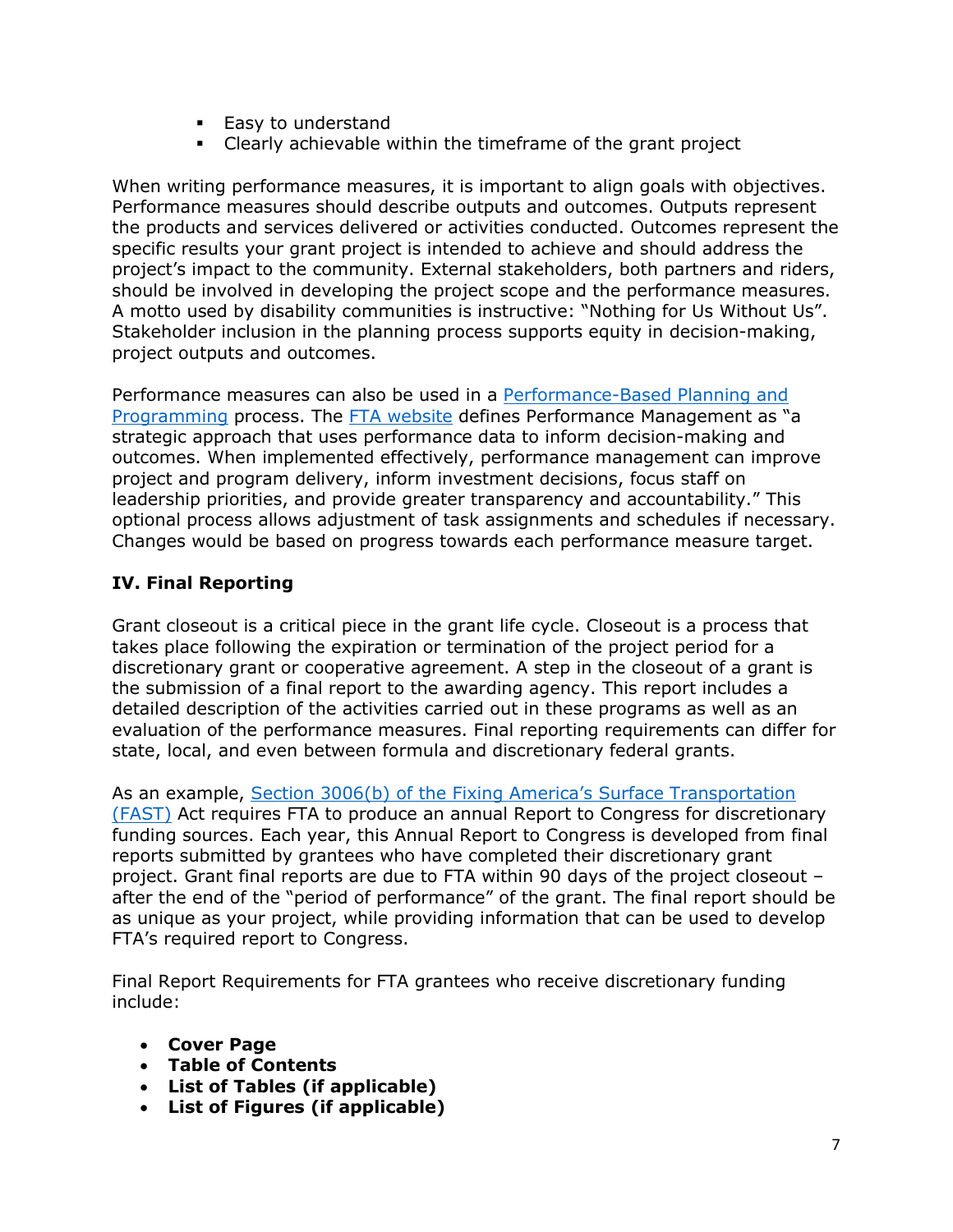- Easy to understand
- Clearly achievable within the timeframe of the grant project

When writing performance measures, it is important to align goals with objectives. Performance measures should describe outputs and outcomes. Outputs represent the products and services delivered or activities conducted. Outcomes represent the specific results your grant project is intended to achieve and should address the project's impact to the community. External stakeholders, both partners and riders, should be involved in developing the project scope and the performance measures. A motto used by disability communities is instructive: "Nothing for Us Without Us". Stakeholder inclusion in the planning process supports equity in decision-making, project outputs and outcomes.

Performance measures can also be used in a Performance-Based Planning and Programming process. The FTA website defines Performance Management as "a strategic approach that uses performance data to inform decision-making and outcomes. When implemented effectively, performance management can improve project and program delivery, inform investment decisions, focus staff on leadership priorities, and provide greater transparency and accountability." This optional process allows adjustment of task assignments and schedules if necessary. Changes would be based on progress towards each performance measure target.

## IV. Final Reporting

Grant closeout is a critical piece in the grant life cycle. Closeout is a process that takes place following the expiration or termination of the project period for a discretionary grant or cooperative agreement. A step in the closeout of a grant is the submission of a final report to the awarding agency. This report includes a detailed description of the activities carried out in these programs as well as an evaluation of the performance measures. Final reporting requirements can differ for state, local, and even between formula and discretionary federal grants.

As an example, Section 3006(b) of the Fixing America's Surface Transportation (FAST) Act requires FTA to produce an annual Report to Congress for discretionary funding sources. Each year, this Annual Report to Congress is developed from final reports submitted by grantees who have completed their discretionary grant project. Grant final reports are due to FTA within 90 days of the project closeout – after the end of the "period of performance" of the grant. The final report should be as unique as your project, while providing information that can be used to develop FTA's required report to Congress.

Final Report Requirements for FTA grantees who receive discretionary funding include:

- **Cover Page**
- **Table of Contents**
- **List of Tables (if applicable)**
- **List of Figures (if applicable)**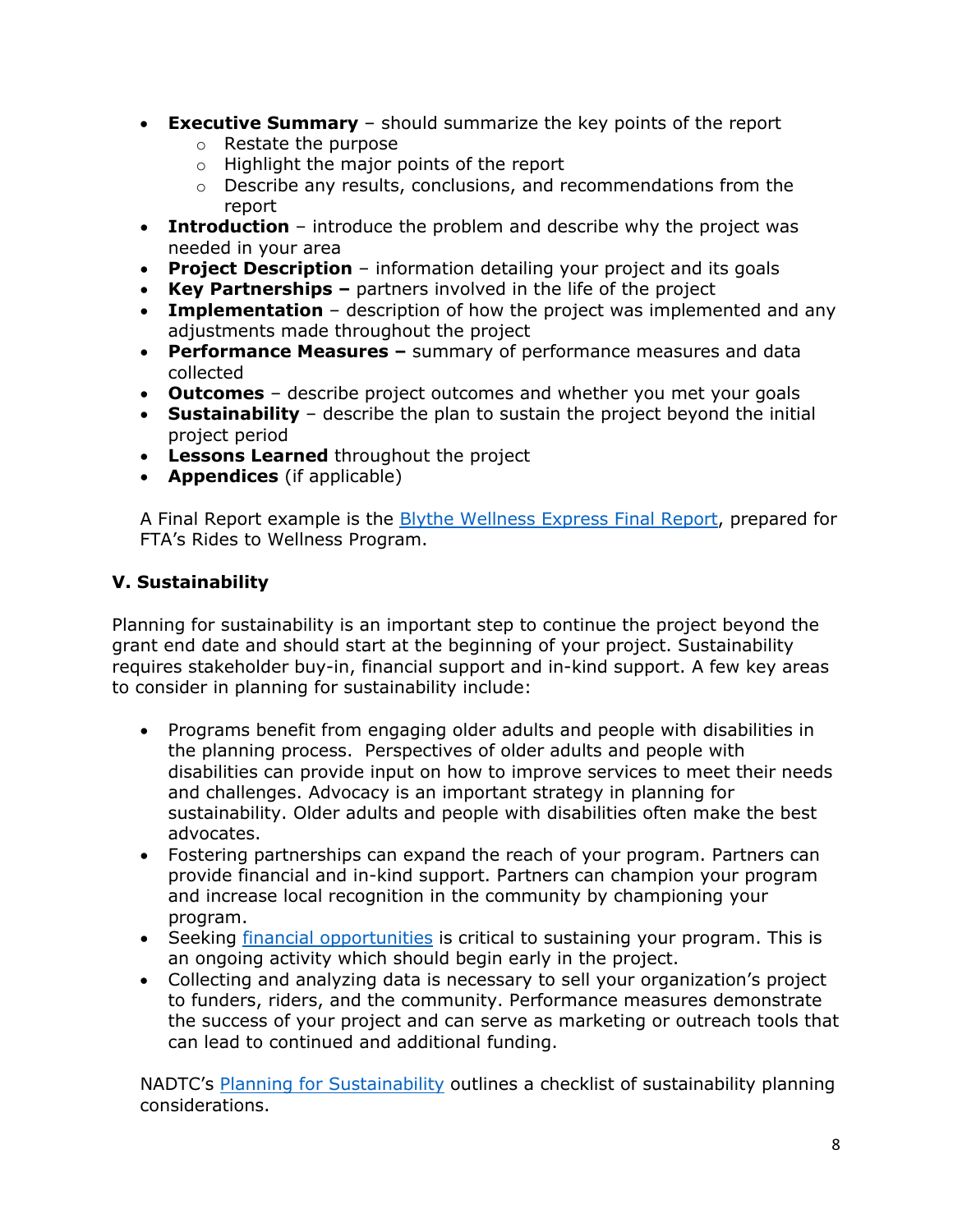- **Executive Summary** – should summarize the key points of the report
    - Restate the purpose
    - Highlight the major points of the report
    - Describe any results, conclusions, and recommendations from the report
- **Introduction** – introduce the problem and describe why the project was needed in your area
- **Project Description** – information detailing your project and its goals
- **Key Partnerships –** partners involved in the life of the project
- **Implementation** – description of how the project was implemented and any adjustments made throughout the project
- **Performance Measures –** summary of performance measures and data collected
- **Outcomes** – describe project outcomes and whether you met your goals
- **Sustainability** – describe the plan to sustain the project beyond the initial project period
- **Lessons Learned** throughout the project
- **Appendices** (if applicable)

A Final Report example is the Blythe Wellness Express Final Report, prepared for FTA's Rides to Wellness Program.

### V. Sustainability

Planning for sustainability is an important step to continue the project beyond the grant end date and should start at the beginning of your project. Sustainability requires stakeholder buy-in, financial support and in-kind support. A few key areas to consider in planning for sustainability include:

- Programs benefit from engaging older adults and people with disabilities in the planning process. Perspectives of older adults and people with disabilities can provide input on how to improve services to meet their needs and challenges. Advocacy is an important strategy in planning for sustainability. Older adults and people with disabilities often make the best advocates.
- Fostering partnerships can expand the reach of your program. Partners can provide financial and in-kind support. Partners can champion your program and increase local recognition in the community by championing your program.
- Seeking financial opportunities is critical to sustaining your program. This is an ongoing activity which should begin early in the project.
- Collecting and analyzing data is necessary to sell your organization's project to funders, riders, and the community. Performance measures demonstrate the success of your project and can serve as marketing or outreach tools that can lead to continued and additional funding.

NADTC's Planning for Sustainability outlines a checklist of sustainability planning considerations.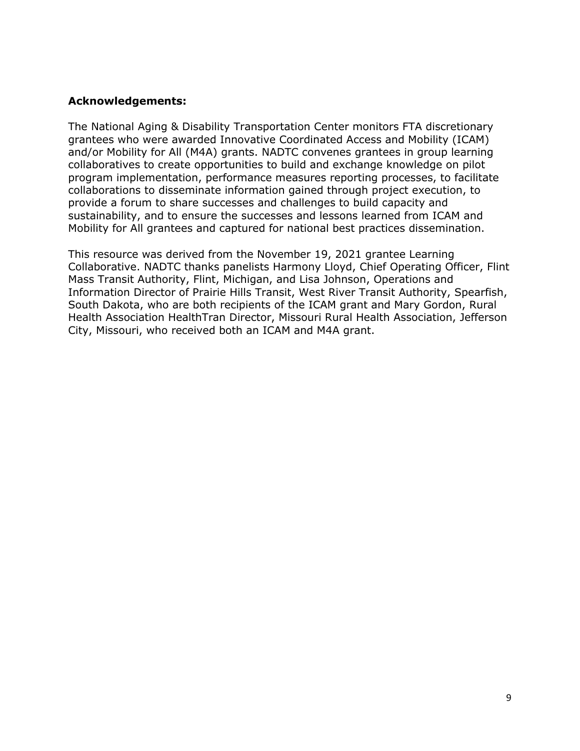**Acknowledgements:**

The National Aging & Disability Transportation Center monitors FTA discretionary grantees who were awarded Innovative Coordinated Access and Mobility (ICAM) and/or Mobility for All (M4A) grants. NADTC convenes grantees in group learning collaboratives to create opportunities to build and exchange knowledge on pilot program implementation, performance measures reporting processes, to facilitate collaborations to disseminate information gained through project execution, to provide a forum to share successes and challenges to build capacity and sustainability, and to ensure the successes and lessons learned from ICAM and Mobility for All grantees and captured for national best practices dissemination.

This resource was derived from the November 19, 2021 grantee Learning Collaborative. NADTC thanks panelists Harmony Lloyd, Chief Operating Officer, Flint Mass Transit Authority, Flint, Michigan, and Lisa Johnson, Operations and Information Director of Prairie Hills Transit, West River Transit Authority, Spearfish, South Dakota, who are both recipients of the ICAM grant and Mary Gordon, Rural Health Association HealthTran Director, Missouri Rural Health Association, Jefferson City, Missouri, who received both an ICAM and M4A grant.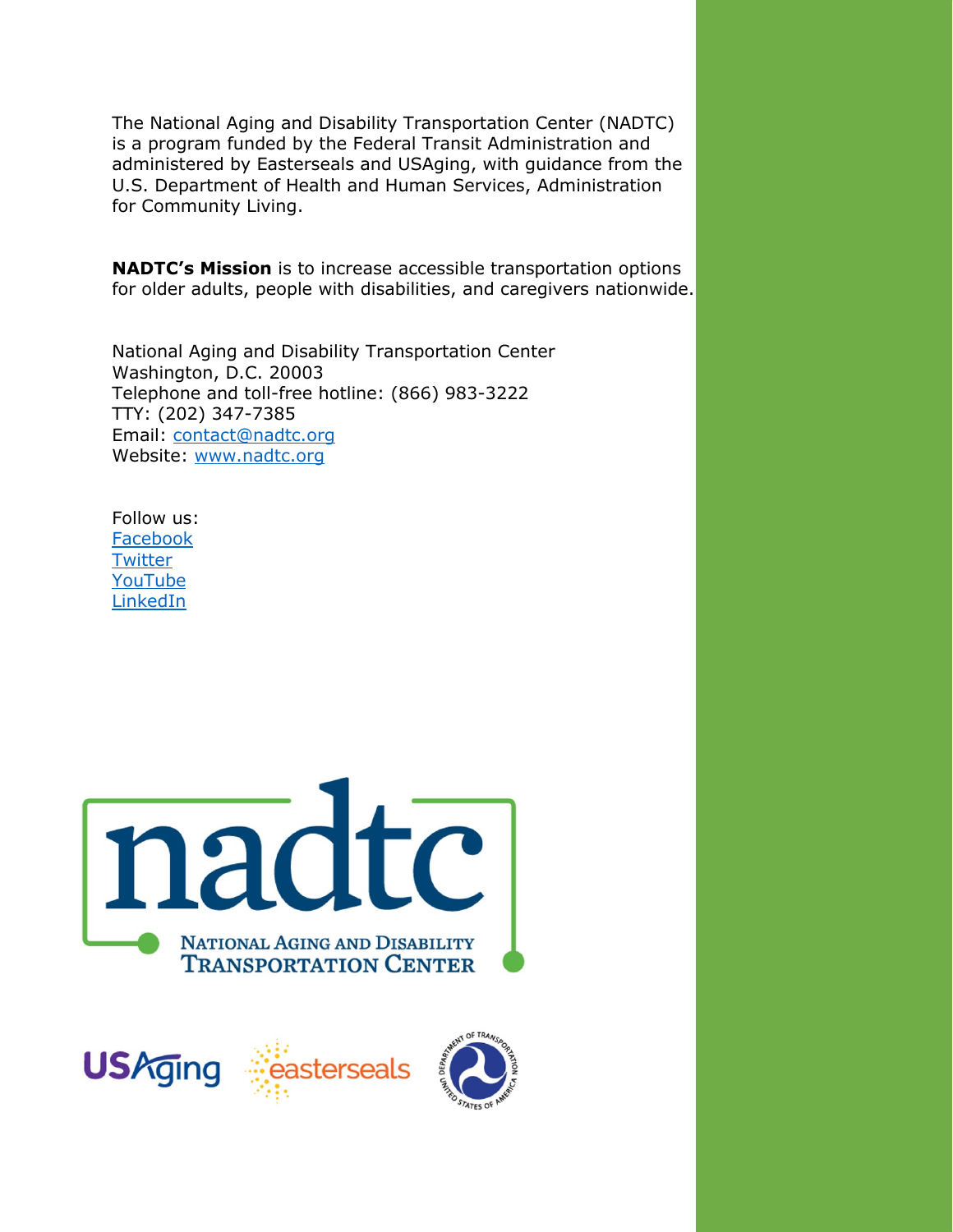The National Aging and Disability Transportation Center (NADTC) is a program funded by the Federal Transit Administration and administered by Easterseals and USAging, with guidance from the U.S. Department of Health and Human Services, Administration for Community Living.

**NADTC's Mission** is to increase accessible transportation options for older adults, people with disabilities, and caregivers nationwide.

National Aging and Disability Transportation Center
Washington, D.C. 20003
Telephone and toll-free hotline: (866) 983-3222
TTY: (202) 347-7385
Email: [contact@nadtc.org](mailto:contact@nadtc.org)
Website: [www.nadtc.org](http://www.nadtc.org)

Follow us:
[Facebook]()
[Twitter]()
[YouTube]()
[LinkedIn]()

nadtc
NATIONAL AGING AND DISABILITY TRANSPORTATION CENTER

USAging easterseals